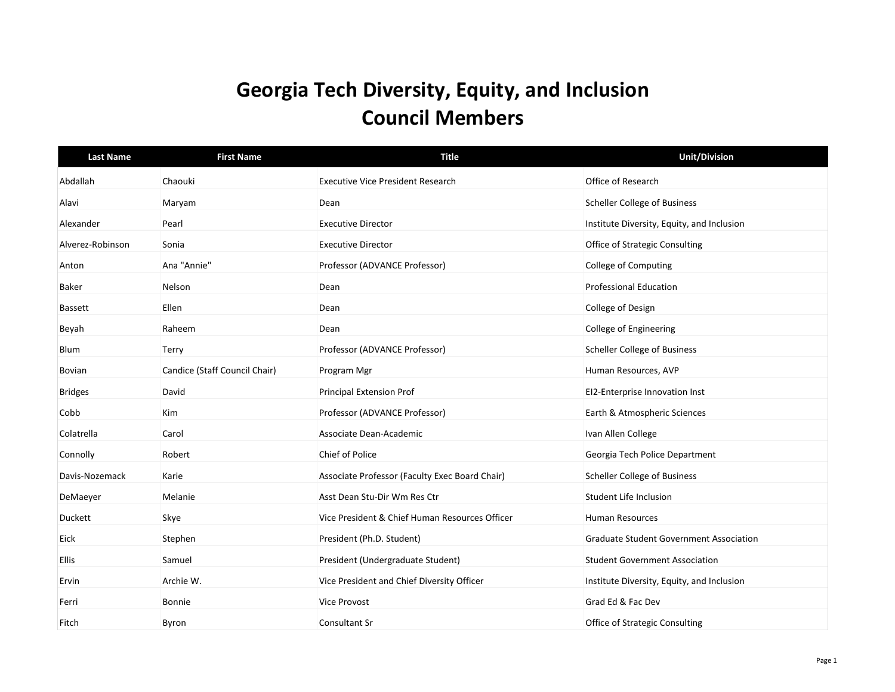# Georgia Tech Diversity, Equity, and Inclusion Council Members

| Last Name | First Name | Title | Unit/Division |
|---|---|---|---|
| Abdallah | Chaouki | Executive Vice President Research | Office of Research |
| Alavi | Maryam | Dean | Scheller College of Business |
| Alexander | Pearl | Executive Director | Institute Diversity, Equity, and Inclusion |
| Alverez-Robinson | Sonia | Executive Director | Office of Strategic Consulting |
| Anton | Ana "Annie" | Professor (ADVANCE Professor) | College of Computing |
| Baker | Nelson | Dean | Professional Education |
| Bassett | Ellen | Dean | College of Design |
| Beyah | Raheem | Dean | College of Engineering |
| Blum | Terry | Professor (ADVANCE Professor) | Scheller College of Business |
| Bovian | Candice (Staff Council Chair) | Program Mgr | Human Resources, AVP |
| Bridges | David | Principal Extension Prof | EI2-Enterprise Innovation Inst |
| Cobb | Kim | Professor (ADVANCE Professor) | Earth & Atmospheric Sciences |
| Colatrella | Carol | Associate Dean-Academic | Ivan Allen College |
| Connolly | Robert | Chief of Police | Georgia Tech Police Department |
| Davis-Nozemack | Karie | Associate Professor (Faculty Exec Board Chair) | Scheller College of Business |
| DeMaeyer | Melanie | Asst Dean Stu-Dir Wm Res Ctr | Student Life Inclusion |
| Duckett | Skye | Vice President & Chief Human Resources Officer | Human Resources |
| Eick | Stephen | President (Ph.D. Student) | Graduate Student Government Association |
| Ellis | Samuel | President (Undergraduate Student) | Student Government Association |
| Ervin | Archie W. | Vice President and Chief Diversity Officer | Institute Diversity, Equity, and Inclusion |
| Ferri | Bonnie | Vice Provost | Grad Ed & Fac Dev |
| Fitch | Byron | Consultant Sr | Office of Strategic Consulting |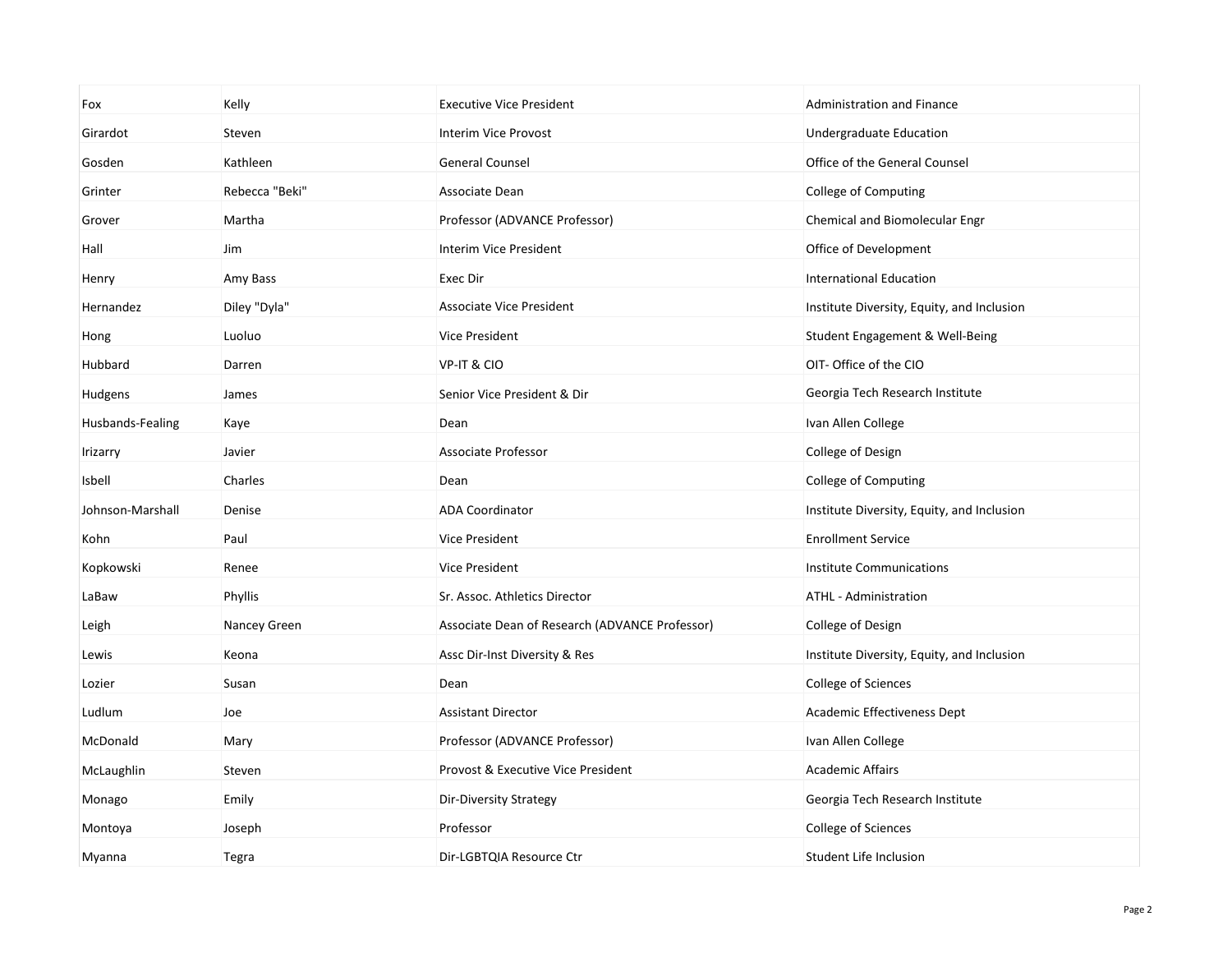| | | | |
|---|---|---|---|
| Fox | Kelly | Executive Vice President | Administration and Finance |
| Girardot | Steven | Interim Vice Provost | Undergraduate Education |
| Gosden | Kathleen | General Counsel | Office of the General Counsel |
| Grinter | Rebecca "Beki" | Associate Dean | College of Computing |
| Grover | Martha | Professor (ADVANCE Professor) | Chemical and Biomolecular Engr |
| Hall | Jim | Interim Vice President | Office of Development |
| Henry | Amy Bass | Exec Dir | International Education |
| Hernandez | Diley "Dyla" | Associate Vice President | Institute Diversity, Equity, and Inclusion |
| Hong | Luoluo | Vice President | Student Engagement & Well-Being |
| Hubbard | Darren | VP-IT & CIO | OIT- Office of the CIO |
| Hudgens | James | Senior Vice President & Dir | Georgia Tech Research Institute |
| Husbands-Fealing | Kaye | Dean | Ivan Allen College |
| Irizarry | Javier | Associate Professor | College of Design |
| Isbell | Charles | Dean | College of Computing |
| Johnson-Marshall | Denise | ADA Coordinator | Institute Diversity, Equity, and Inclusion |
| Kohn | Paul | Vice President | Enrollment Service |
| Kopkowski | Renee | Vice President | Institute Communications |
| LaBaw | Phyllis | Sr. Assoc. Athletics Director | ATHL - Administration |
| Leigh | Nancey Green | Associate Dean of Research (ADVANCE Professor) | College of Design |
| Lewis | Keona | Assc Dir-Inst Diversity & Res | Institute Diversity, Equity, and Inclusion |
| Lozier | Susan | Dean | College of Sciences |
| Ludlum | Joe | Assistant Director | Academic Effectiveness Dept |
| McDonald | Mary | Professor (ADVANCE Professor) | Ivan Allen College |
| McLaughlin | Steven | Provost & Executive Vice President | Academic Affairs |
| Monago | Emily | Dir-Diversity Strategy | Georgia Tech Research Institute |
| Montoya | Joseph | Professor | College of Sciences |
| Myanna | Tegra | Dir-LGBTQIA Resource Ctr | Student Life Inclusion |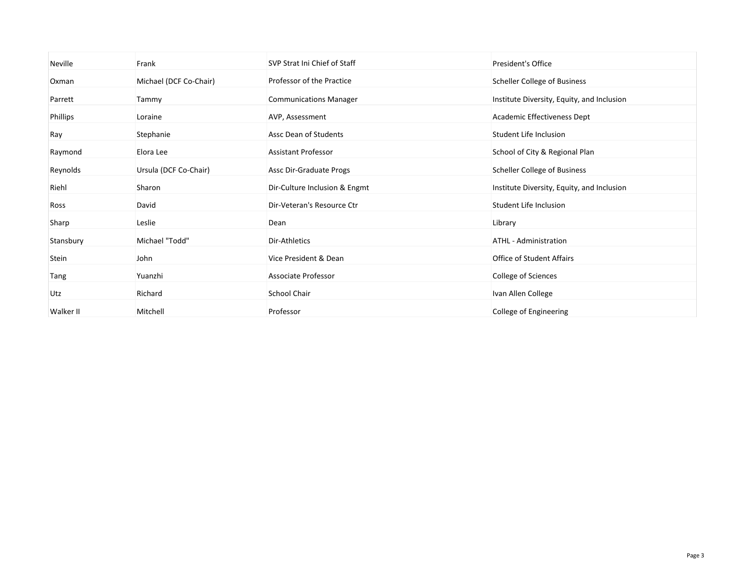| | | | |
|---|---|---|---|
| Neville | Frank | SVP Strat Ini Chief of Staff | President's Office |
| Oxman | Michael (DCF Co-Chair) | Professor of the Practice | Scheller College of Business |
| Parrett | Tammy | Communications Manager | Institute Diversity, Equity, and Inclusion |
| Phillips | Loraine | AVP, Assessment | Academic Effectiveness Dept |
| Ray | Stephanie | Assc Dean of Students | Student Life Inclusion |
| Raymond | Elora Lee | Assistant Professor | School of City & Regional Plan |
| Reynolds | Ursula (DCF Co-Chair) | Assc Dir-Graduate Progs | Scheller College of Business |
| Riehl | Sharon | Dir-Culture Inclusion & Engmt | Institute Diversity, Equity, and Inclusion |
| Ross | David | Dir-Veteran's Resource Ctr | Student Life Inclusion |
| Sharp | Leslie | Dean | Library |
| Stansbury | Michael "Todd" | Dir-Athletics | ATHL - Administration |
| Stein | John | Vice President & Dean | Office of Student Affairs |
| Tang | Yuanzhi | Associate Professor | College of Sciences |
| Utz | Richard | School Chair | Ivan Allen College |
| Walker II | Mitchell | Professor | College of Engineering |